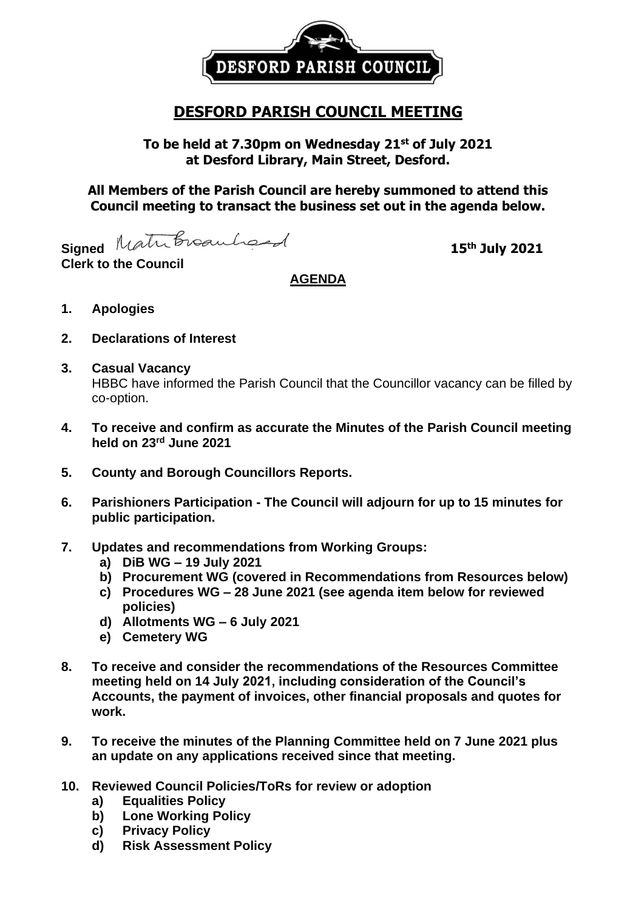DESFORD PARISH COUNCIL

# DESFORD PARISH COUNCIL MEETING

**To be held at 7.30pm on Wednesday 21st of July 2021 at Desford Library, Main Street, Desford.**

**All Members of the Parish Council are hereby summoned to attend this Council meeting to transact the business set out in the agenda below.**

**Signed** Matt Broadhead **15th July 2021**
**Clerk to the Council**

## AGENDA

1. **Apologies**

2. **Declarations of Interest**

3. **Casual Vacancy**
   HBBC have informed the Parish Council that the Councillor vacancy can be filled by co-option.

4. **To receive and confirm as accurate the Minutes of the Parish Council meeting held on 23rd June 2021**

5. **County and Borough Councillors Reports.**

6. **Parishioners Participation - The Council will adjourn for up to 15 minutes for public participation.**

7. **Updates and recommendations from Working Groups:**
   a) **DiB WG – 19 July 2021**
   b) **Procurement WG (covered in Recommendations from Resources below)**
   c) **Procedures WG – 28 June 2021 (see agenda item below for reviewed policies)**
   d) **Allotments WG – 6 July 2021**
   e) **Cemetery WG**

8. **To receive and consider the recommendations of the Resources Committee meeting held on 14 July 2021, including consideration of the Council's Accounts, the payment of invoices, other financial proposals and quotes for work.**

9. **To receive the minutes of the Planning Committee held on 7 June 2021 plus an update on any applications received since that meeting.**

10. **Reviewed Council Policies/ToRs for review or adoption**
    a) **Equalities Policy**
    b) **Lone Working Policy**
    c) **Privacy Policy**
    d) **Risk Assessment Policy**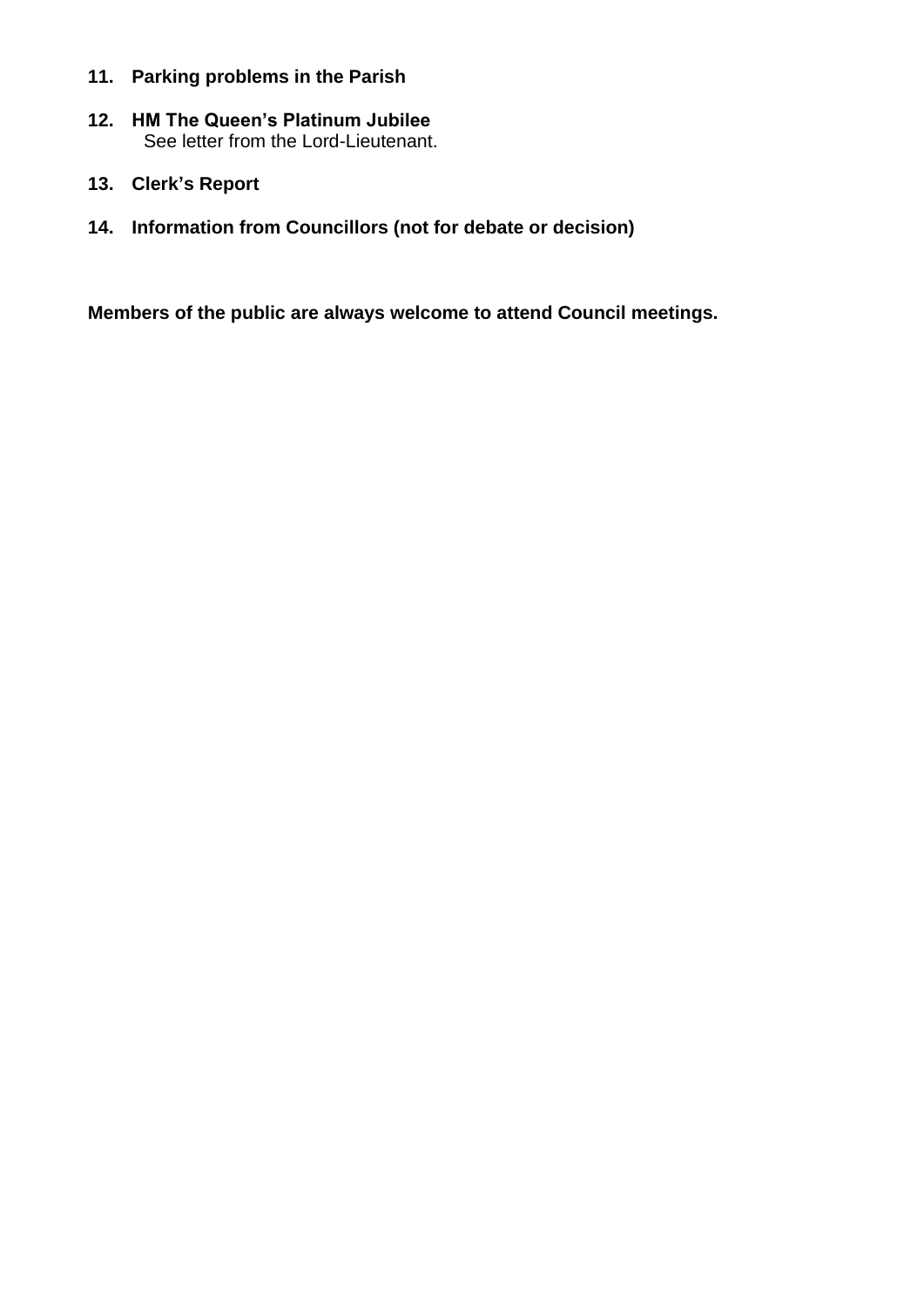11. **Parking problems in the Parish**

12. **HM The Queen's Platinum Jubilee**
    See letter from the Lord-Lieutenant.

13. **Clerk's Report**

14. **Information from Councillors (not for debate or decision)**

**Members of the public are always welcome to attend Council meetings.**